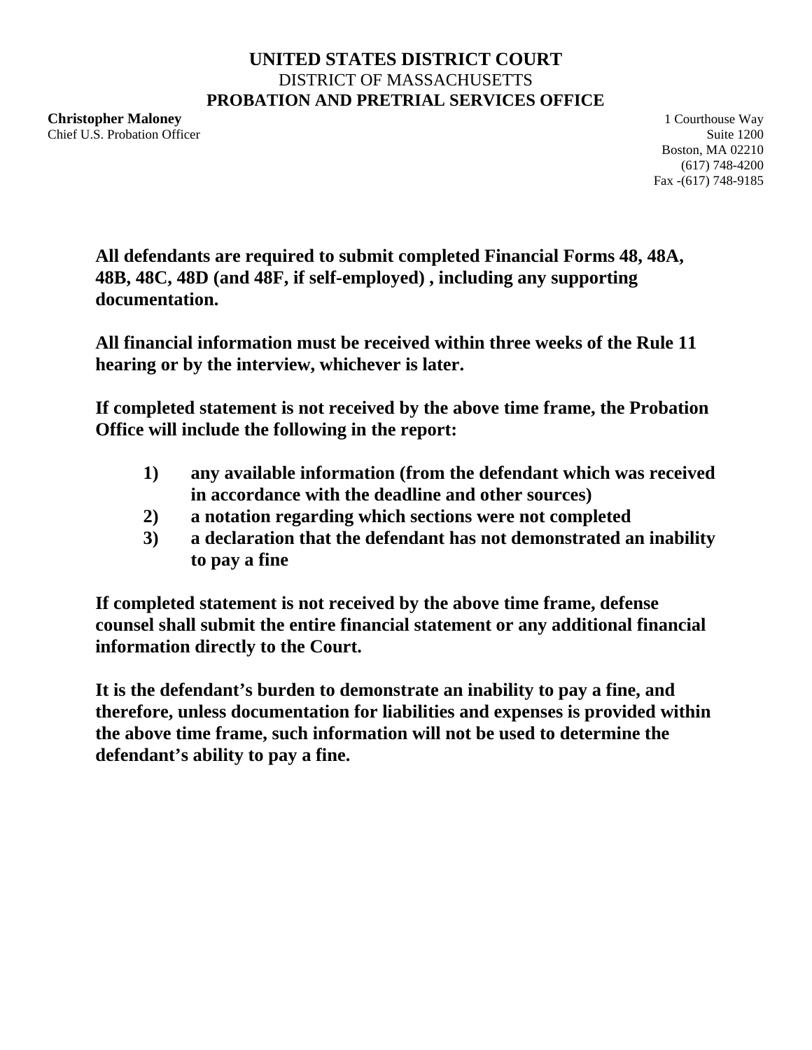**UNITED STATES DISTRICT COURT**
DISTRICT OF MASSACHUSETTS
**PROBATION AND PRETRIAL SERVICES OFFICE**

**Christopher Maloney**
Chief U.S. Probation Officer

1 Courthouse Way
Suite 1200
Boston, MA 02210
(617) 748-4200
Fax -(617) 748-9185

**All defendants are required to submit completed Financial Forms 48, 48A, 48B, 48C, 48D (and 48F, if self-employed) , including any supporting documentation.**

**All financial information must be received within three weeks of the Rule 11 hearing or by the interview, whichever is later.**

**If completed statement is not received by the above time frame, the Probation Office will include the following in the report:**

1) **any available information (from the defendant which was received in accordance with the deadline and other sources)**
2) **a notation regarding which sections were not completed**
3) **a declaration that the defendant has not demonstrated an inability to pay a fine**

**If completed statement is not received by the above time frame, defense counsel shall submit the entire financial statement or any additional financial information directly to the Court.**

**It is the defendant's burden to demonstrate an inability to pay a fine, and therefore, unless documentation for liabilities and expenses is provided within the above time frame, such information will not be used to determine the defendant's ability to pay a fine.**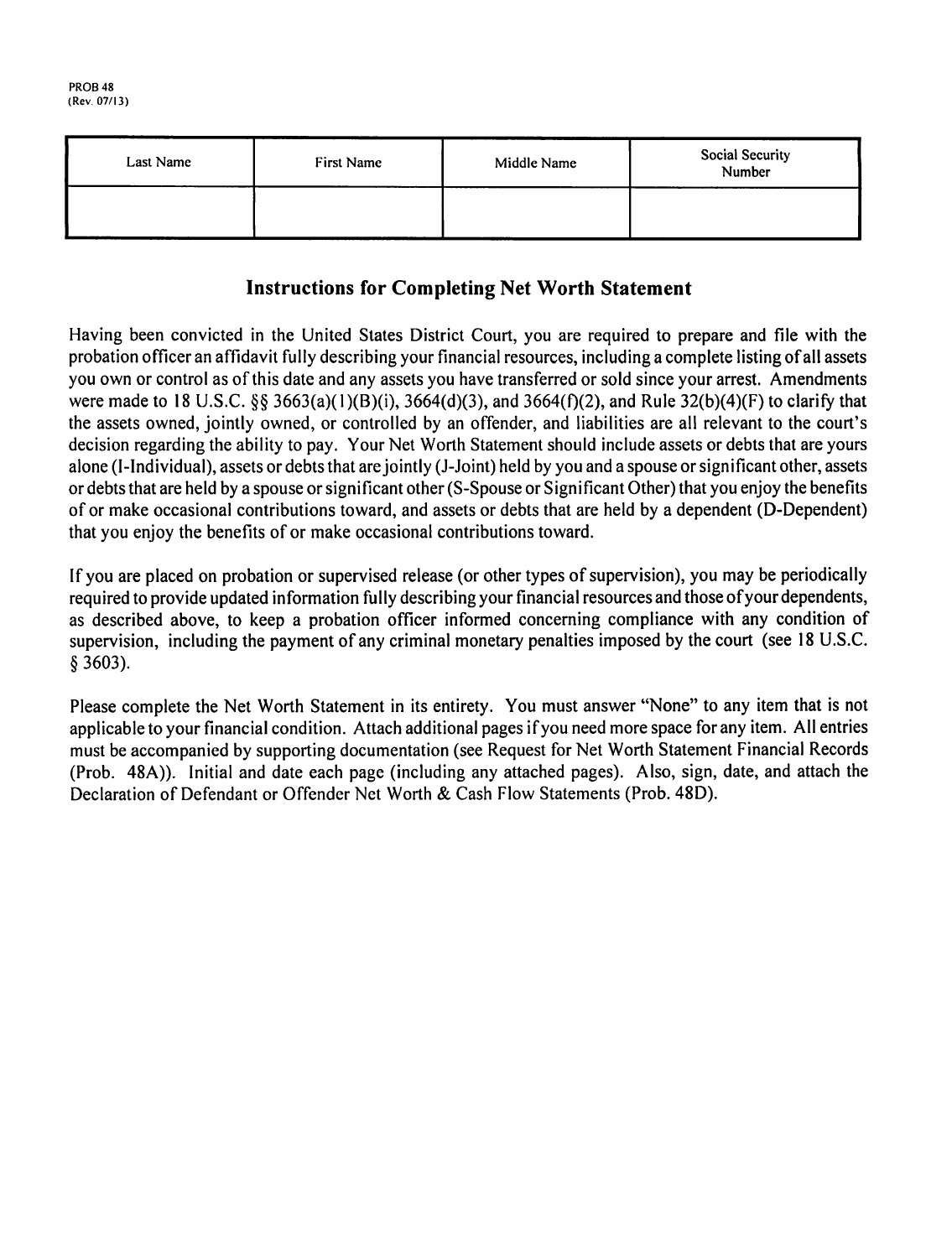PROB 48
(Rev. 07/13)

| Last Name | First Name | Middle Name | Social Security Number |
| --- | --- | --- | --- |
| | | | |

## Instructions for Completing Net Worth Statement

Having been convicted in the United States District Court, you are required to prepare and file with the probation officer an affidavit fully describing your financial resources, including a complete listing of all assets you own or control as of this date and any assets you have transferred or sold since your arrest. Amendments were made to 18 U.S.C. §§ 3663(a)(1)(B)(i), 3664(d)(3), and 3664(f)(2), and Rule 32(b)(4)(F) to clarify that the assets owned, jointly owned, or controlled by an offender, and liabilities are all relevant to the court's decision regarding the ability to pay. Your Net Worth Statement should include assets or debts that are yours alone (I-Individual), assets or debts that are jointly (J-Joint) held by you and a spouse or significant other, assets or debts that are held by a spouse or significant other (S-Spouse or Significant Other) that you enjoy the benefits of or make occasional contributions toward, and assets or debts that are held by a dependent (D-Dependent) that you enjoy the benefits of or make occasional contributions toward.

If you are placed on probation or supervised release (or other types of supervision), you may be periodically required to provide updated information fully describing your financial resources and those of your dependents, as described above, to keep a probation officer informed concerning compliance with any condition of supervision, including the payment of any criminal monetary penalties imposed by the court (see 18 U.S.C. § 3603).

Please complete the Net Worth Statement in its entirety. You must answer "None" to any item that is not applicable to your financial condition. Attach additional pages if you need more space for any item. All entries must be accompanied by supporting documentation (see Request for Net Worth Statement Financial Records (Prob. 48A)). Initial and date each page (including any attached pages). Also, sign, date, and attach the Declaration of Defendant or Offender Net Worth & Cash Flow Statements (Prob. 48D).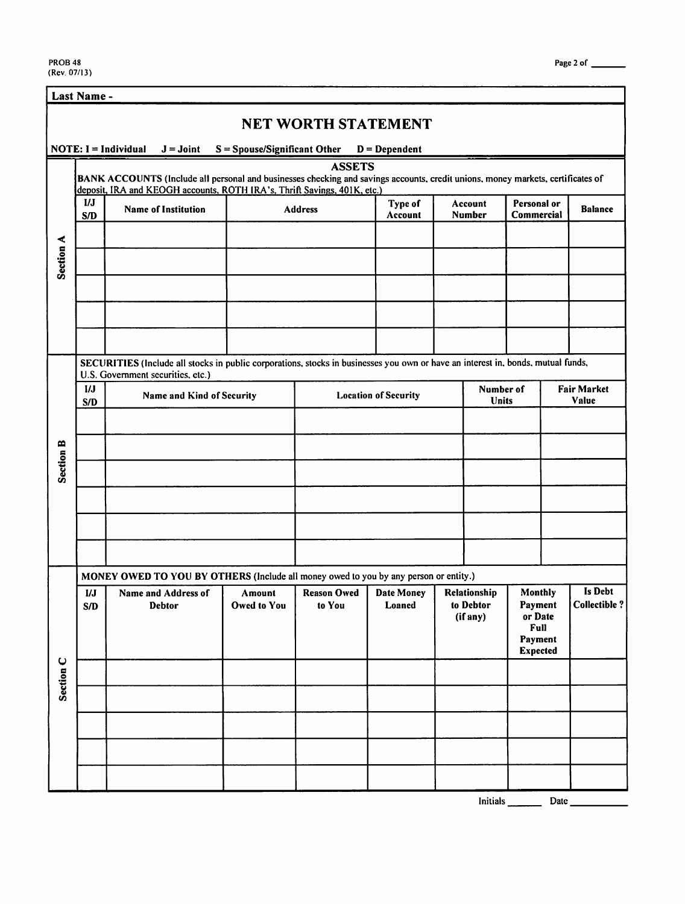PROB 48
(Rev. 07/13)

**Last Name -**

# NET WORTH STATEMENT

**NOTE: I = Individual J = Joint S = Spouse/Significant Other D = Dependent**

## ASSETS

### Section A

**BANK ACCOUNTS** (Include all personal and businesses checking and savings accounts, credit unions, money markets, certificates of deposit, IRA and KEOGH accounts, ROTH IRA's, Thrift Savings, 401K, etc.)

| I/J S/D | Name of Institution | Address | Type of Account | Account Number | Personal or Commercial | Balance |
|---|---|---|---|---|---|---|
| | | | | | | |
| | | | | | | |
| | | | | | | |
| | | | | | | |
| | | | | | | |

### Section B

**SECURITIES** (Include all stocks in public corporations, stocks in businesses you own or have an interest in, bonds, mutual funds, U.S. Government securities, etc.)

| I/J S/D | Name and Kind of Security | Location of Security | Number of Units | Fair Market Value |
|---|---|---|---|---|
| | | | | |
| | | | | |
| | | | | |
| | | | | |
| | | | | |
| | | | | |

### Section C

**MONEY OWED TO YOU BY OTHERS** (Include all money owed to you by any person or entity.)

| I/J S/D | Name and Address of Debtor | Amount Owed to You | Reason Owed to You | Date Money Loaned | Relationship to Debtor (if any) | Monthly Payment or Date Full Payment Expected | Is Debt Collectible ? |
|---|---|---|---|---|---|---|---|
| | | | | | | | |
| | | | | | | | |
| | | | | | | | |
| | | | | | | | |
| | | | | | | | |

Initials ______ Date __________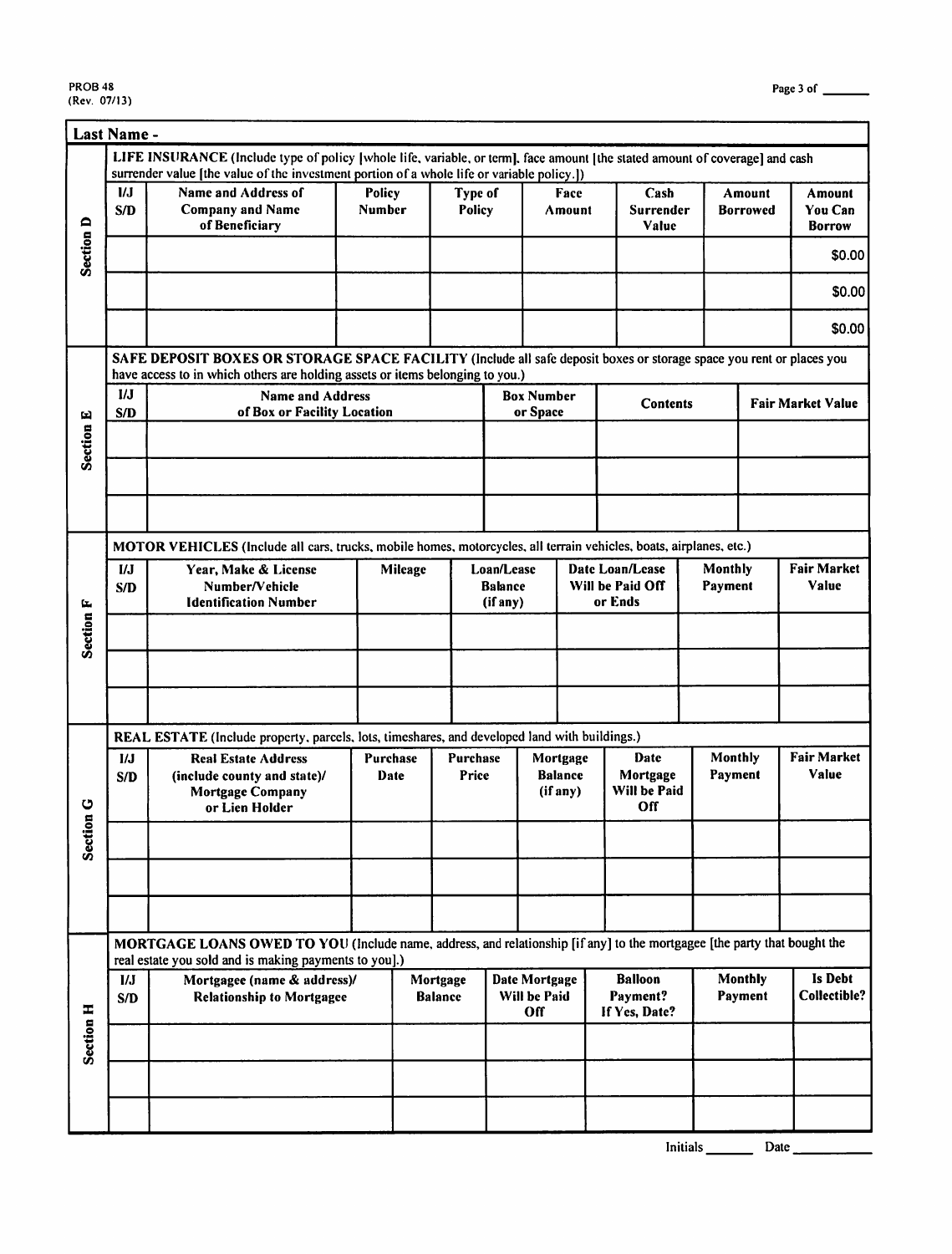**Last Name -**

## Section D

**LIFE INSURANCE** (Include type of policy [whole life, variable, or term], face amount [the stated amount of coverage] and cash surrender value [the value of the investment portion of a whole life or variable policy.])

| I/J S/D | Name and Address of Company and Name of Beneficiary | Policy Number | Type of Policy | Face Amount | Cash Surrender Value | Amount Borrowed | Amount You Can Borrow |
|---|---|---|---|---|---|---|---|
| | | | | | | | $0.00 |
| | | | | | | | $0.00 |
| | | | | | | | $0.00 |

## Section E

**SAFE DEPOSIT BOXES OR STORAGE SPACE FACILITY** (Include all safe deposit boxes or storage space you rent or places you have access to in which others are holding assets or items belonging to you.)

| I/J S/D | Name and Address of Box or Facility Location | Box Number or Space | Contents | Fair Market Value |
|---|---|---|---|---|
| | | | | |
| | | | | |
| | | | | |

## Section F

**MOTOR VEHICLES** (Include all cars, trucks, mobile homes, motorcycles, all terrain vehicles, boats, airplanes, etc.)

| I/J S/D | Year, Make & License Number/Vehicle Identification Number | Mileage | Loan/Lease Balance (if any) | Date Loan/Lease Will be Paid Off or Ends | Monthly Payment | Fair Market Value |
|---|---|---|---|---|---|---|
| | | | | | | |
| | | | | | | |
| | | | | | | |

## Section G

**REAL ESTATE** (Include property, parcels, lots, timeshares, and developed land with buildings.)

| I/J S/D | Real Estate Address (include county and state)/ Mortgage Company or Lien Holder | Purchase Date | Purchase Price | Mortgage Balance (if any) | Date Mortgage Will be Paid Off | Monthly Payment | Fair Market Value |
|---|---|---|---|---|---|---|---|
| | | | | | | | |
| | | | | | | | |
| | | | | | | | |

## Section H

**MORTGAGE LOANS OWED TO YOU** (Include name, address, and relationship [if any] to the mortgagee [the party that bought the real estate you sold and is making payments to you].)

| I/J S/D | Mortgagee (name & address)/ Relationship to Mortgagee | Mortgage Balance | Date Mortgage Will be Paid Off | Balloon Payment? If Yes, Date? | Monthly Payment | Is Debt Collectible? |
|---|---|---|---|---|---|---|
| | | | | | | |
| | | | | | | |
| | | | | | | |

Initials _______ Date ___________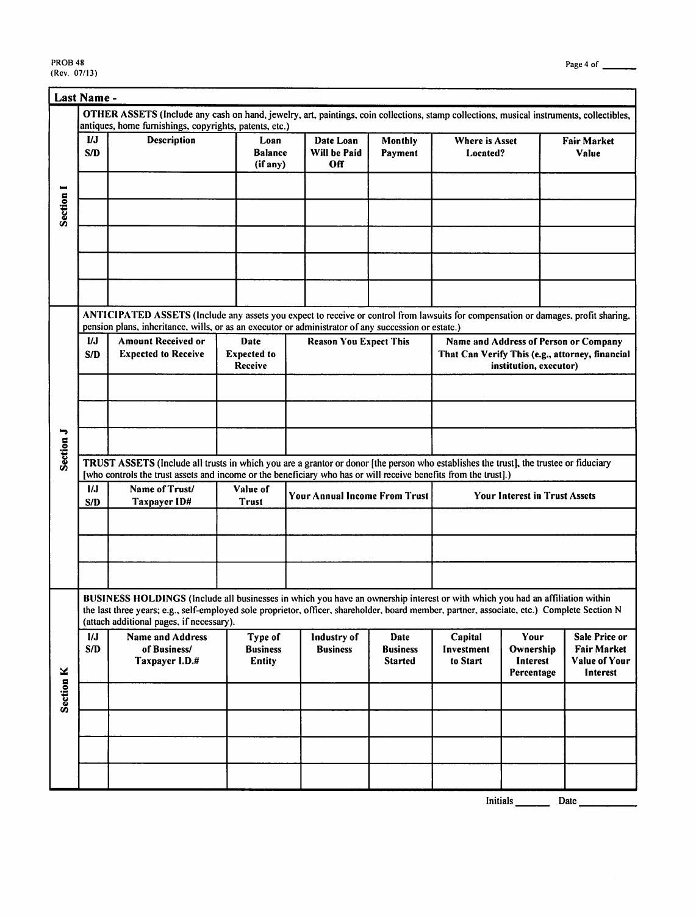**Last Name -**

## Section I

**OTHER ASSETS** (Include any cash on hand, jewelry, art, paintings, coin collections, stamp collections, musical instruments, collectibles, antiques, home furnishings, copyrights, patents, etc.)

| I/J S/D | Description | Loan Balance (if any) | Date Loan Will be Paid Off | Monthly Payment | Where is Asset Located? | Fair Market Value |
|---|---|---|---|---|---|---|
| | | | | | | |
| | | | | | | |
| | | | | | | |
| | | | | | | |
| | | | | | | |

## Section J

**ANTICIPATED ASSETS** (Include any assets you expect to receive or control from lawsuits for compensation or damages, profit sharing, pension plans, inheritance, wills, or as an executor or administrator of any succession or estate.)

| I/J S/D | Amount Received or Expected to Receive | Date Expected to Receive | Reason You Expect This | Name and Address of Person or Company That Can Verify This (e.g., attorney, financial institution, executor) |
|---|---|---|---|---|
| | | | | |
| | | | | |
| | | | | |

**TRUST ASSETS** (Include all trusts in which you are a grantor or donor [the person who establishes the trust], the trustee or fiduciary [who controls the trust assets and income or the beneficiary who has or will receive benefits from the trust].)

| I/J S/D | Name of Trust/ Taxpayer ID# | Value of Trust | Your Annual Income From Trust | Your Interest in Trust Assets |
|---|---|---|---|---|
| | | | | |
| | | | | |
| | | | | |

## Section K

**BUSINESS HOLDINGS** (Include all businesses in which you have an ownership interest or with which you had an affiliation within the last three years; e.g., self-employed sole proprietor, officer, shareholder, board member, partner, associate, etc.) Complete Section N (attach additional pages, if necessary).

| I/J S/D | Name and Address of Business/ Taxpayer I.D.# | Type of Business Entity | Industry of Business | Date Business Started | Capital Investment to Start | Your Ownership Interest Percentage | Sale Price or Fair Market Value of Your Interest |
|---|---|---|---|---|---|---|---|
| | | | | | | | |
| | | | | | | | |
| | | | | | | | |
| | | | | | | | |

Initials ______ Date __________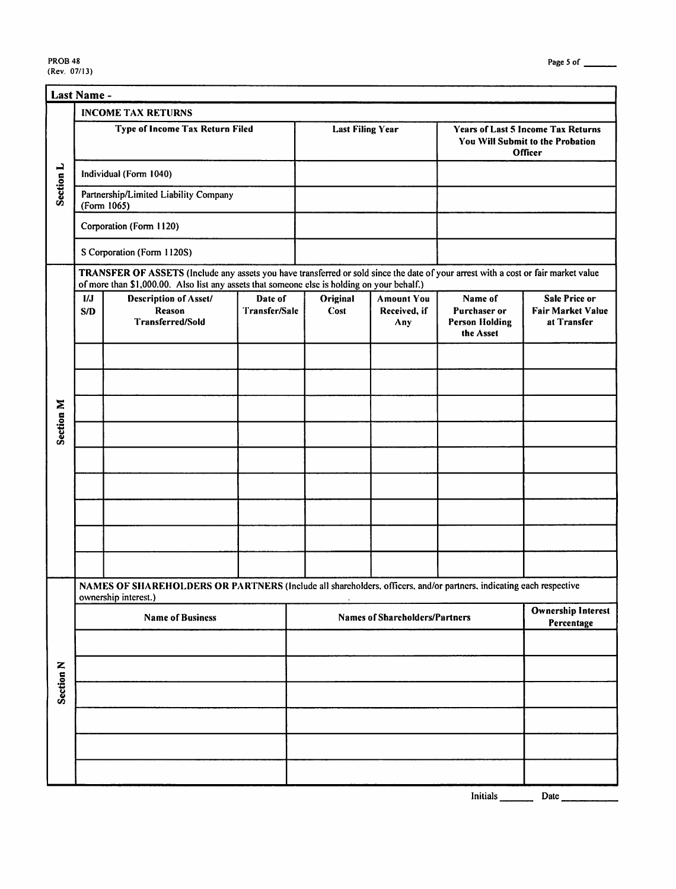**Last Name -**

## Section L

**INCOME TAX RETURNS**

| Type of Income Tax Return Filed | Last Filing Year | Years of Last 5 Income Tax Returns You Will Submit to the Probation Officer |
|---|---|---|
| Individual (Form 1040) | | |
| Partnership/Limited Liability Company (Form 1065) | | |
| Corporation (Form 1120) | | |
| S Corporation (Form 1120S) | | |

## Section M

**TRANSFER OF ASSETS** (Include any assets you have transferred or sold since the date of your arrest with a cost or fair market value of more than $1,000.00. Also list any assets that someone else is holding on your behalf.)

| I/J S/D | Description of Asset/ Reason Transferred/Sold | Date of Transfer/Sale | Original Cost | Amount You Received, if Any | Name of Purchaser or Person Holding the Asset | Sale Price or Fair Market Value at Transfer |
|---|---|---|---|---|---|---|
| | | | | | | |
| | | | | | | |
| | | | | | | |
| | | | | | | |
| | | | | | | |
| | | | | | | |
| | | | | | | |
| | | | | | | |
| | | | | | | |

## Section N

**NAMES OF SHAREHOLDERS OR PARTNERS** (Include all shareholders, officers, and/or partners, indicating each respective ownership interest.)

| Name of Business | Names of Shareholders/Partners | Ownership Interest Percentage |
|---|---|---|
| | | |
| | | |
| | | |
| | | |
| | | |
| | | |

Initials ______ Date ________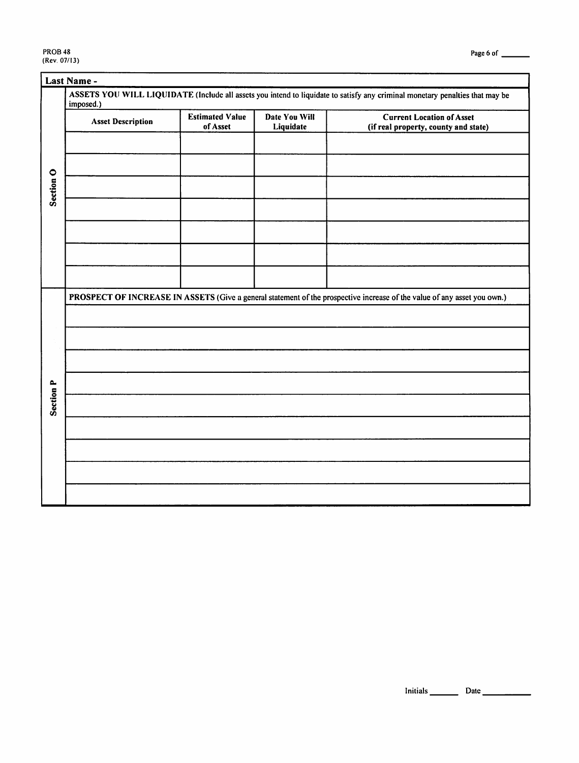**Last Name -**

## Section O

**ASSETS YOU WILL LIQUIDATE** (Include all assets you intend to liquidate to satisfy any criminal monetary penalties that may be imposed.)

| Asset Description | Estimated Value of Asset | Date You Will Liquidate | Current Location of Asset (if real property, county and state) |
|---|---|---|---|
| | | | |
| | | | |
| | | | |
| | | | |
| | | | |
| | | | |
| | | | |

## Section P

**PROSPECT OF INCREASE IN ASSETS** (Give a general statement of the prospective increase of the value of any asset you own.)

| |
|---|
| |
| |
| |
| |
| |
| |
| |
| |
| |

Initials ______ Date __________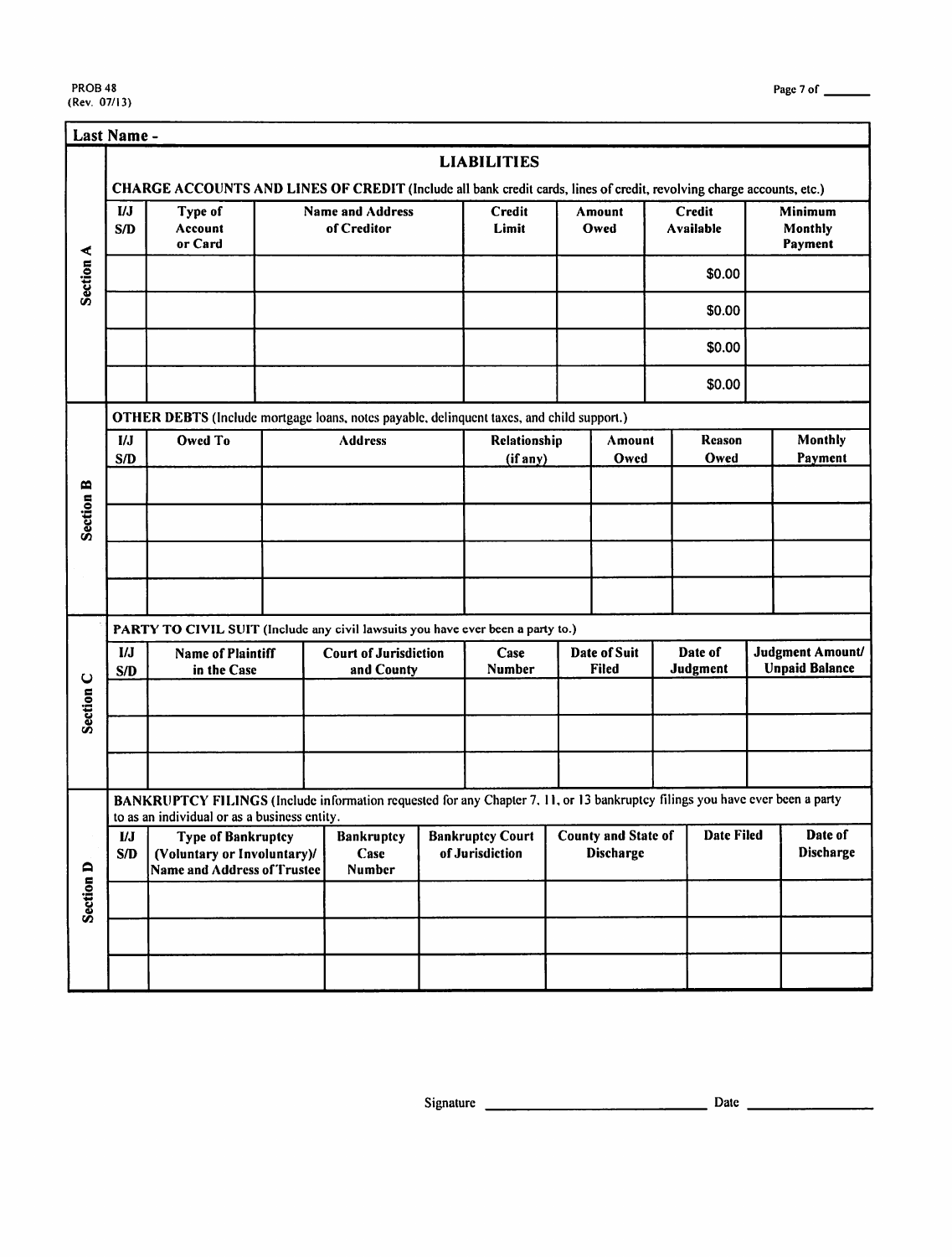PROB 48
(Rev. 07/13)

**Last Name -**

## LIABILITIES

### Section A

**CHARGE ACCOUNTS AND LINES OF CREDIT** (Include all bank credit cards, lines of credit, revolving charge accounts, etc.)

| I/J S/D | Type of Account or Card | Name and Address of Creditor | Credit Limit | Amount Owed | Credit Available | Minimum Monthly Payment |
|---|---|---|---|---|---|---|
| | | | | | $0.00 | |
| | | | | | $0.00 | |
| | | | | | $0.00 | |
| | | | | | $0.00 | |

### Section B

**OTHER DEBTS** (Include mortgage loans, notes payable, delinquent taxes, and child support.)

| I/J S/D | Owed To | Address | Relationship (if any) | Amount Owed | Reason Owed | Monthly Payment |
|---|---|---|---|---|---|---|
| | | | | | | |
| | | | | | | |
| | | | | | | |
| | | | | | | |

### Section C

**PARTY TO CIVIL SUIT** (Include any civil lawsuits you have ever been a party to.)

| I/J S/D | Name of Plaintiff in the Case | Court of Jurisdiction and County | Case Number | Date of Suit Filed | Date of Judgment | Judgment Amount/ Unpaid Balance |
|---|---|---|---|---|---|---|
| | | | | | | |
| | | | | | | |
| | | | | | | |

### Section D

**BANKRUPTCY FILINGS** (Include information requested for any Chapter 7, 11, or 13 bankruptcy filings you have ever been a party to as an individual or as a business entity.

| I/J S/D | Type of Bankruptcy (Voluntary or Involuntary)/ Name and Address of Trustee | Bankruptcy Case Number | Bankruptcy Court of Jurisdiction | County and State of Discharge | Date Filed | Date of Discharge |
|---|---|---|---|---|---|---|
| | | | | | | |
| | | | | | | |
| | | | | | | |

Signature \_\_\_\_\_\_\_\_\_\_\_\_\_\_\_\_\_\_\_\_\_\_\_\_\_\_ Date \_\_\_\_\_\_\_\_\_\_\_\_\_\_\_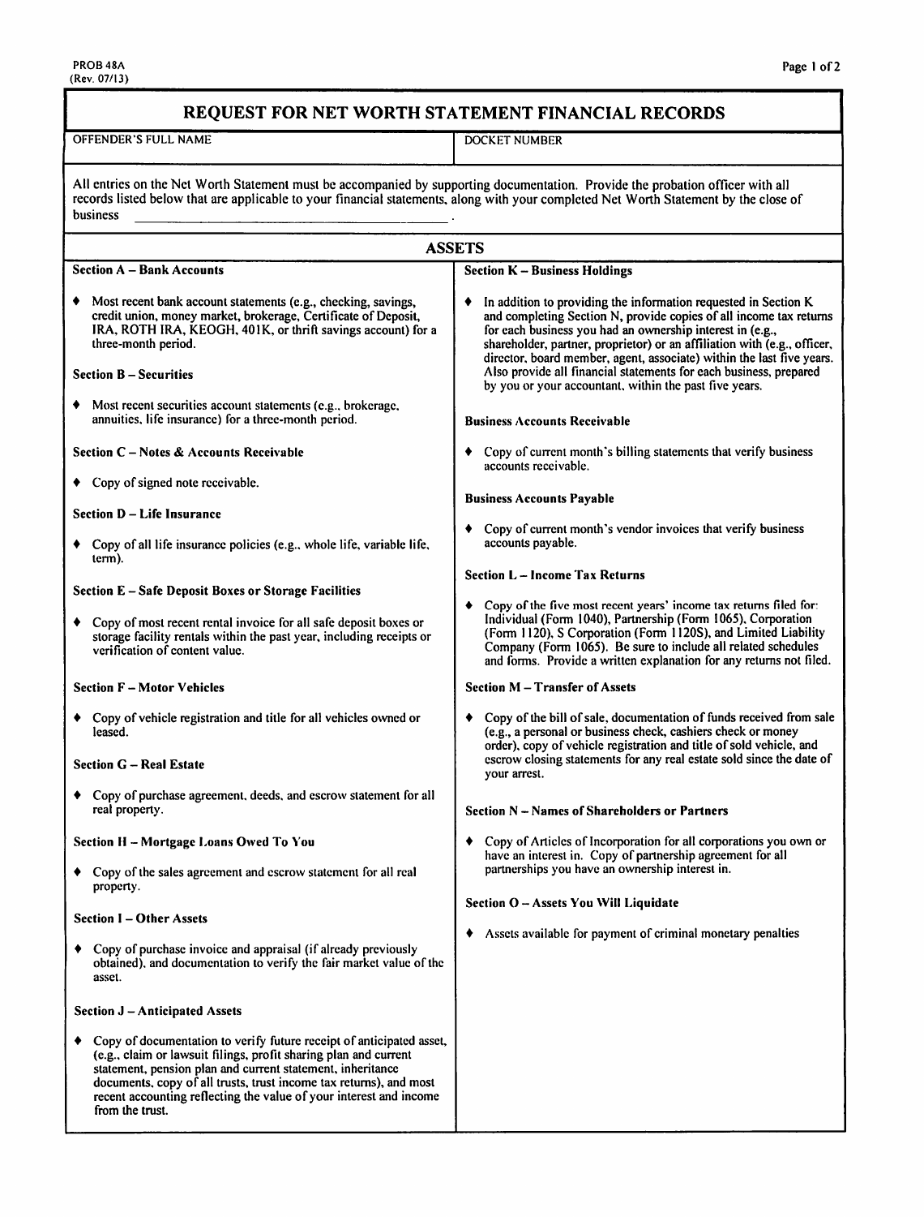PROB 48A
(Rev. 07/13)

# REQUEST FOR NET WORTH STATEMENT FINANCIAL RECORDS

| OFFENDER'S FULL NAME | DOCKET NUMBER |
|---|---|
| | |

All entries on the Net Worth Statement must be accompanied by supporting documentation. Provide the probation officer with all records listed below that are applicable to your financial statements, along with your completed Net Worth Statement by the close of business _______________________________________ .

## ASSETS

**Section A – Bank Accounts**

- Most recent bank account statements (e.g., checking, savings, credit union, money market, brokerage, Certificate of Deposit, IRA, ROTH IRA, KEOGH, 401K, or thrift savings account) for a three-month period.

**Section B – Securities**

- Most recent securities account statements (e.g., brokerage, annuities, life insurance) for a three-month period.

**Section C – Notes & Accounts Receivable**

- Copy of signed note receivable.

**Section D – Life Insurance**

- Copy of all life insurance policies (e.g., whole life, variable life, term).

**Section E – Safe Deposit Boxes or Storage Facilities**

- Copy of most recent rental invoice for all safe deposit boxes or storage facility rentals within the past year, including receipts or verification of content value.

**Section F – Motor Vehicles**

- Copy of vehicle registration and title for all vehicles owned or leased.

**Section G – Real Estate**

- Copy of purchase agreement, deeds, and escrow statement for all real property.

**Section H – Mortgage Loans Owed To You**

- Copy of the sales agreement and escrow statement for all real property.

**Section I – Other Assets**

- Copy of purchase invoice and appraisal (if already previously obtained), and documentation to verify the fair market value of the asset.

**Section J – Anticipated Assets**

- Copy of documentation to verify future receipt of anticipated asset, (e.g., claim or lawsuit filings, profit sharing plan and current statement, pension plan and current statement, inheritance documents, copy of all trusts, trust income tax returns), and most recent accounting reflecting the value of your interest and income from the trust.

**Section K – Business Holdings**

- In addition to providing the information requested in Section K and completing Section N, provide copies of all income tax returns for each business you had an ownership interest in (e.g., shareholder, partner, proprietor) or an affiliation with (e.g., officer, director, board member, agent, associate) within the last five years. Also provide all financial statements for each business, prepared by you or your accountant, within the past five years.

**Business Accounts Receivable**

- Copy of current month's billing statements that verify business accounts receivable.

**Business Accounts Payable**

- Copy of current month's vendor invoices that verify business accounts payable.

**Section L – Income Tax Returns**

- Copy of the five most recent years' income tax returns filed for: Individual (Form 1040), Partnership (Form 1065), Corporation (Form 1120), S Corporation (Form 1120S), and Limited Liability Company (Form 1065). Be sure to include all related schedules and forms. Provide a written explanation for any returns not filed.

**Section M – Transfer of Assets**

- Copy of the bill of sale, documentation of funds received from sale (e.g., a personal or business check, cashiers check or money order), copy of vehicle registration and title of sold vehicle, and escrow closing statements for any real estate sold since the date of your arrest.

**Section N – Names of Shareholders or Partners**

- Copy of Articles of Incorporation for all corporations you own or have an interest in. Copy of partnership agreement for all partnerships you have an ownership interest in.

**Section O – Assets You Will Liquidate**

- Assets available for payment of criminal monetary penalties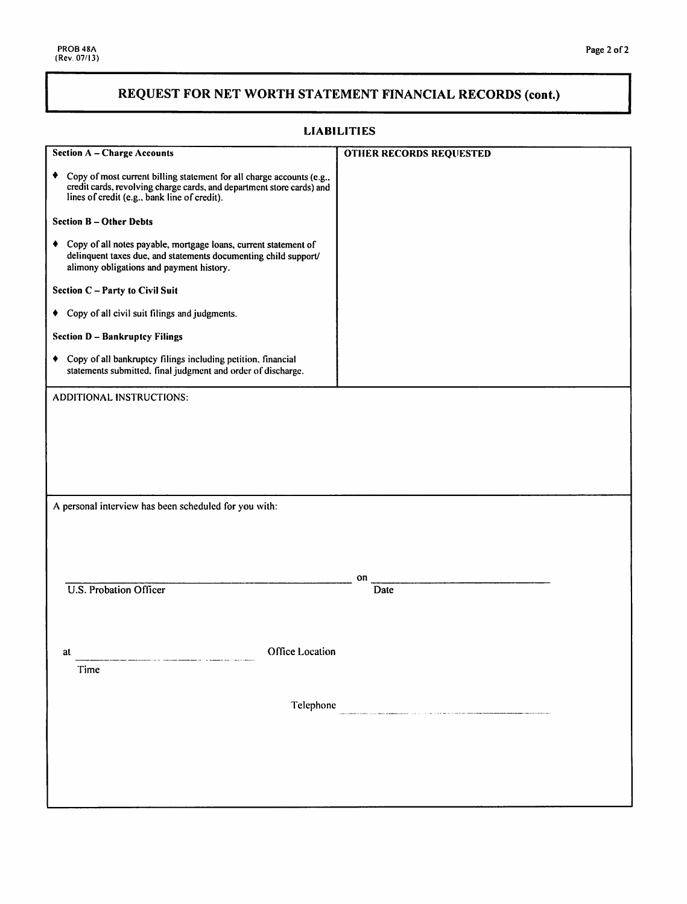PROB 48A
(Rev. 07/13)

## REQUEST FOR NET WORTH STATEMENT FINANCIAL RECORDS (cont.)

### LIABILITIES

| **Section A – Charge Accounts** | **OTHER RECORDS REQUESTED** |
|---|---|
| ♦ Copy of most current billing statement for all charge accounts (e.g., credit cards, revolving charge cards, and department store cards) and lines of credit (e.g., bank line of credit). | |
| **Section B – Other Debts** | |
| ♦ Copy of all notes payable, mortgage loans, current statement of delinquent taxes due, and statements documenting child support/ alimony obligations and payment history. | |
| **Section C – Party to Civil Suit** | |
| ♦ Copy of all civil suit filings and judgments. | |
| **Section D – Bankruptcy Filings** | |
| ♦ Copy of all bankruptcy filings including petition, financial statements submitted, final judgment and order of discharge. | |

ADDITIONAL INSTRUCTIONS:

A personal interview has been scheduled for you with:

______________________________ on ______________________________
U.S. Probation Officer Date

at ______________________________ Office Location
Time

Telephone ______________________________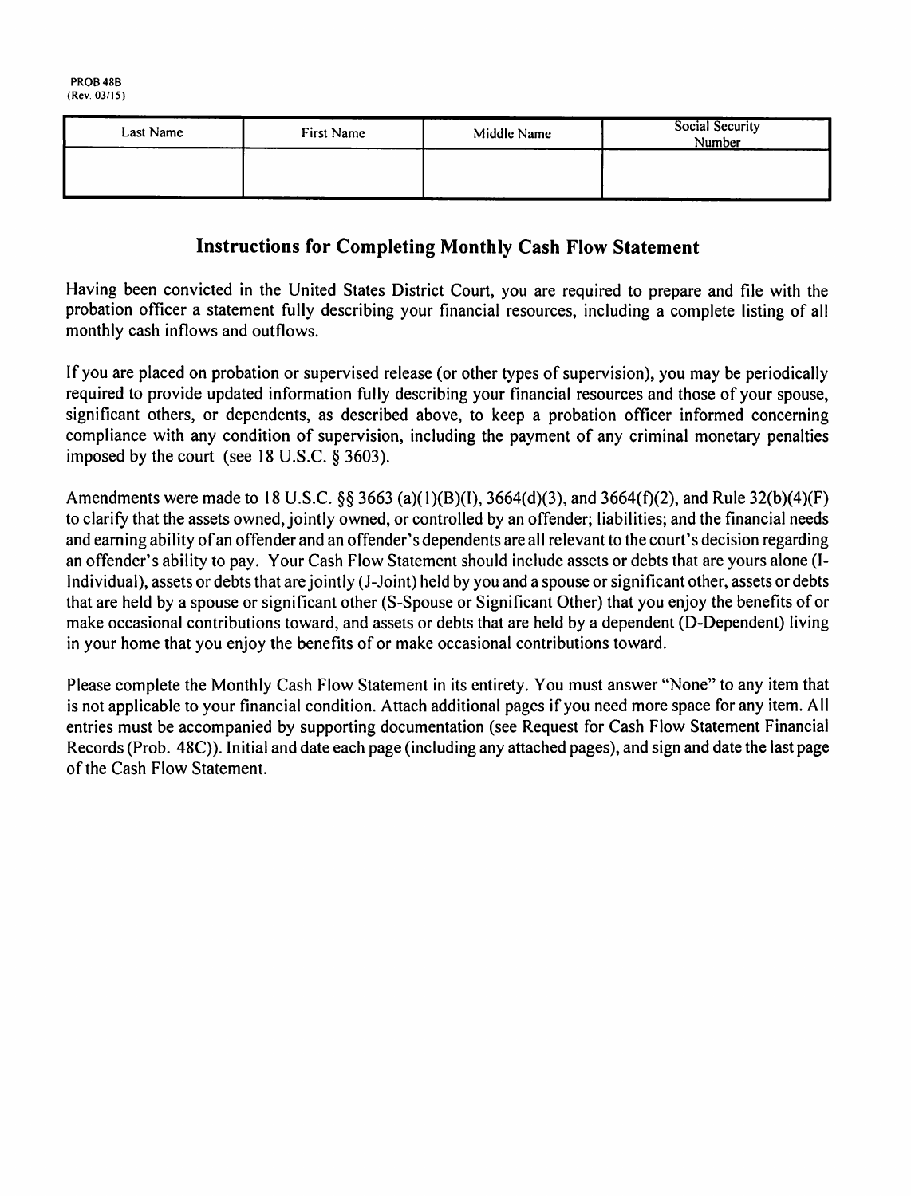PROB 48B
(Rev. 03/15)

| Last Name | First Name | Middle Name | Social Security Number |
| --- | --- | --- | --- |
| | | | |

## Instructions for Completing Monthly Cash Flow Statement

Having been convicted in the United States District Court, you are required to prepare and file with the probation officer a statement fully describing your financial resources, including a complete listing of all monthly cash inflows and outflows.

If you are placed on probation or supervised release (or other types of supervision), you may be periodically required to provide updated information fully describing your financial resources and those of your spouse, significant others, or dependents, as described above, to keep a probation officer informed concerning compliance with any condition of supervision, including the payment of any criminal monetary penalties imposed by the court (see 18 U.S.C. § 3603).

Amendments were made to 18 U.S.C. §§ 3663 (a)(1)(B)(I), 3664(d)(3), and 3664(f)(2), and Rule 32(b)(4)(F) to clarify that the assets owned, jointly owned, or controlled by an offender; liabilities; and the financial needs and earning ability of an offender and an offender's dependents are all relevant to the court's decision regarding an offender's ability to pay. Your Cash Flow Statement should include assets or debts that are yours alone (I-Individual), assets or debts that are jointly (J-Joint) held by you and a spouse or significant other, assets or debts that are held by a spouse or significant other (S-Spouse or Significant Other) that you enjoy the benefits of or make occasional contributions toward, and assets or debts that are held by a dependent (D-Dependent) living in your home that you enjoy the benefits of or make occasional contributions toward.

Please complete the Monthly Cash Flow Statement in its entirety. You must answer "None" to any item that is not applicable to your financial condition. Attach additional pages if you need more space for any item. All entries must be accompanied by supporting documentation (see Request for Cash Flow Statement Financial Records (Prob. 48C)). Initial and date each page (including any attached pages), and sign and date the last page of the Cash Flow Statement.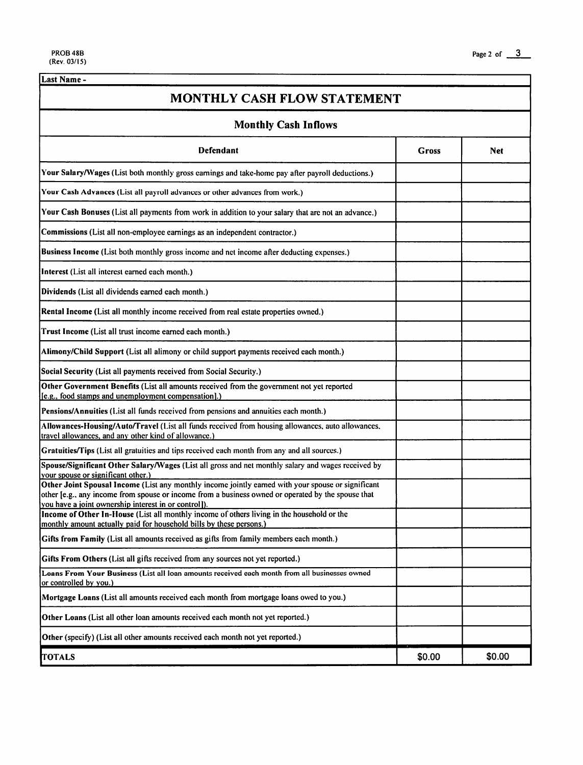PROB 48B
(Rev. 03/15)

| Last Name - | | |
|---|---|---|

# MONTHLY CASH FLOW STATEMENT

## Monthly Cash Inflows

| Defendant | Gross | Net |
|---|---|---|
| **Your Salary/Wages** (List both monthly gross earnings and take-home pay after payroll deductions.) | | |
| **Your Cash Advances** (List all payroll advances or other advances from work.) | | |
| **Your Cash Bonuses** (List all payments from work in addition to your salary that are not an advance.) | | |
| **Commissions** (List all non-employee earnings as an independent contractor.) | | |
| **Business Income** (List both monthly gross income and net income after deducting expenses.) | | |
| **Interest** (List all interest earned each month.) | | |
| **Dividends** (List all dividends earned each month.) | | |
| **Rental Income** (List all monthly income received from real estate properties owned.) | | |
| **Trust Income** (List all trust income earned each month.) | | |
| **Alimony/Child Support** (List all alimony or child support payments received each month.) | | |
| **Social Security** (List all payments received from Social Security.) | | |
| **Other Government Benefits** (List all amounts received from the government not yet reported [e.g., food stamps and unemployment compensation].) | | |
| **Pensions/Annuities** (List all funds received from pensions and annuities each month.) | | |
| **Allowances-Housing/Auto/Travel** (List all funds received from housing allowances, auto allowances, travel allowances, and any other kind of allowance.) | | |
| **Gratuities/Tips** (List all gratuities and tips received each month from any and all sources.) | | |
| **Spouse/Significant Other Salary/Wages** (List all gross and net monthly salary and wages received by your spouse or significant other.) | | |
| **Other Joint Spousal Income** (List any monthly income jointly earned with your spouse or significant other [e.g., any income from spouse or income from a business owned or operated by the spouse that you have a joint ownership interest in or control]). | | |
| **Income of Other In-House** (List all monthly income of others living in the household or the monthly amount actually paid for household bills by these persons.) | | |
| **Gifts from Family** (List all amounts received as gifts from family members each month.) | | |
| **Gifts From Others** (List all gifts received from any sources not yet reported.) | | |
| **Loans From Your Business** (List all loan amounts received each month from all businesses owned or controlled by you.) | | |
| **Mortgage Loans** (List all amounts received each month from mortgage loans owed to you.) | | |
| **Other Loans** (List all other loan amounts received each month not yet reported.) | | |
| **Other** (specify) (List all other amounts received each month not yet reported.) | | |
| **TOTALS** | $0.00 | $0.00 |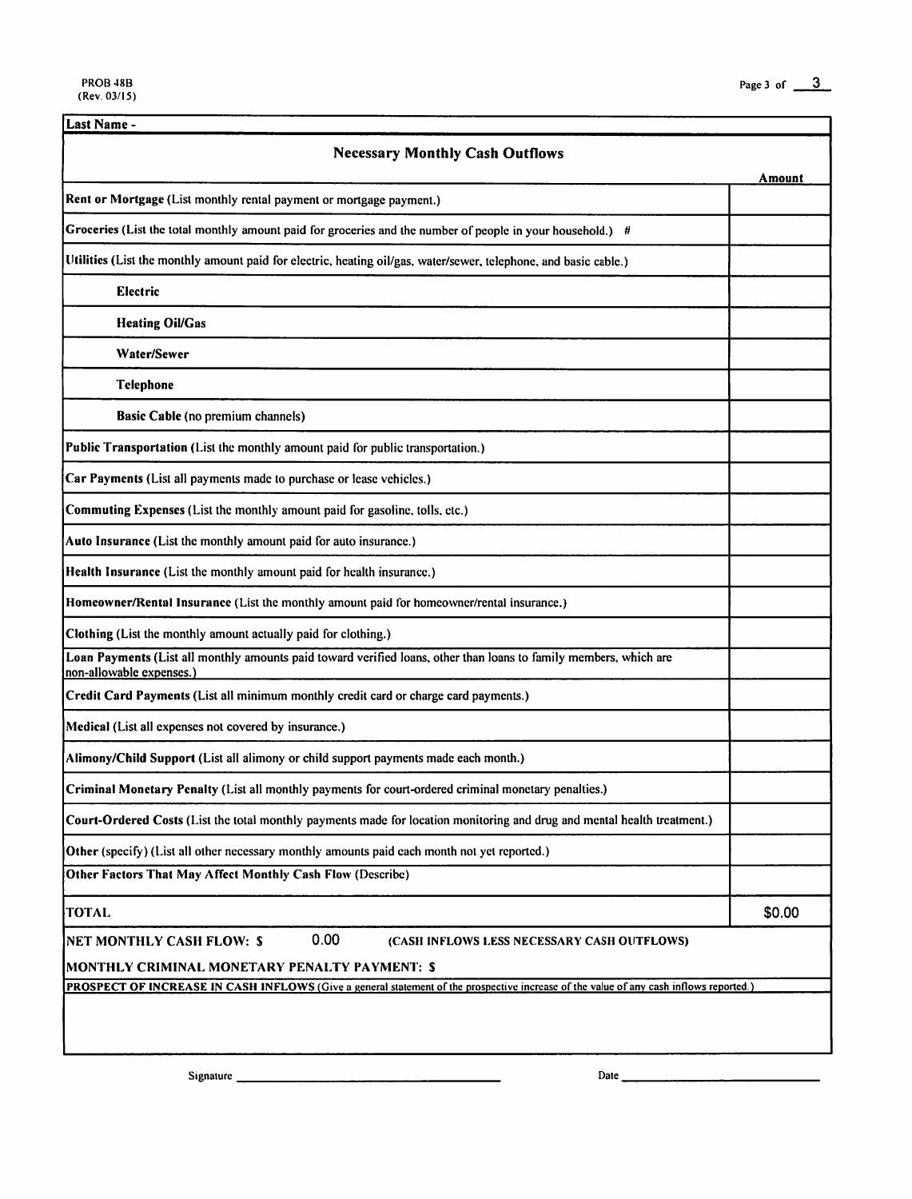PROB 48B
(Rev. 03/15)

| Last Name - | |
|---|---|
| **Necessary Monthly Cash Outflows** | **Amount** |
| **Rent or Mortgage** (List monthly rental payment or mortgage payment.) | |
| **Groceries** (List the total monthly amount paid for groceries and the number of people in your household.) # | |
| **Utilities** (List the monthly amount paid for electric, heating oil/gas, water/sewer, telephone, and basic cable.) | |
| **Electric** | |
| **Heating Oil/Gas** | |
| **Water/Sewer** | |
| **Telephone** | |
| **Basic Cable** (no premium channels) | |
| **Public Transportation** (List the monthly amount paid for public transportation.) | |
| **Car Payments** (List all payments made to purchase or lease vehicles.) | |
| **Commuting Expenses** (List the monthly amount paid for gasoline, tolls, etc.) | |
| **Auto Insurance** (List the monthly amount paid for auto insurance.) | |
| **Health Insurance** (List the monthly amount paid for health insurance.) | |
| **Homeowner/Rental Insurance** (List the monthly amount paid for homeowner/rental insurance.) | |
| **Clothing** (List the monthly amount actually paid for clothing.) | |
| **Loan Payments** (List all monthly amounts paid toward verified loans, other than loans to family members, which are non-allowable expenses.) | |
| **Credit Card Payments** (List all minimum monthly credit card or charge card payments.) | |
| **Medical** (List all expenses not covered by insurance.) | |
| **Alimony/Child Support** (List all alimony or child support payments made each month.) | |
| **Criminal Monetary Penalty** (List all monthly payments for court-ordered criminal monetary penalties.) | |
| **Court-Ordered Costs** (List the total monthly payments made for location monitoring and drug and mental health treatment.) | |
| **Other** (specify) (List all other necessary monthly amounts paid each month not yet reported.) | |
| **Other Factors That May Affect Monthly Cash Flow** (Describe) | |
| **TOTAL** | $0.00 |

**NET MONTHLY CASH FLOW: $** 0.00 **(CASH INFLOWS LESS NECESSARY CASH OUTFLOWS)**

**MONTHLY CRIMINAL MONETARY PENALTY PAYMENT: $**

**PROSPECT OF INCREASE IN CASH INFLOWS** (Give a general statement of the prospective increase of the value of any cash inflows reported.)

Signature ______________________ Date ______________________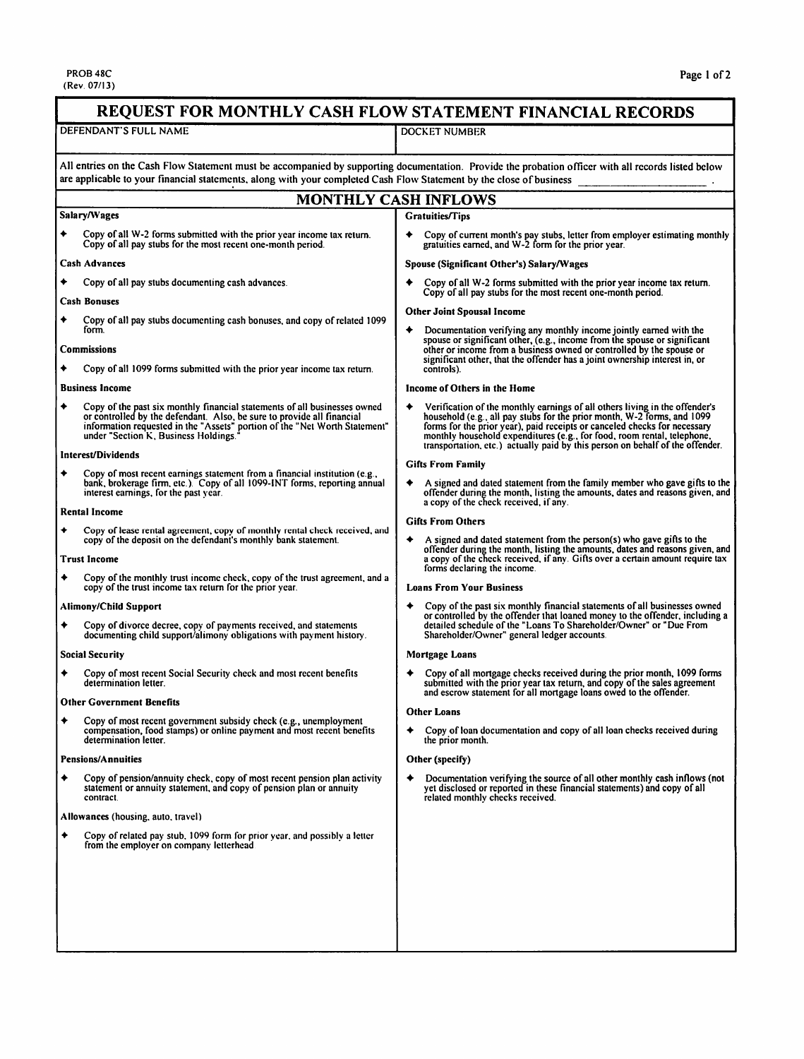PROB 48C
(Rev. 07/13)

# REQUEST FOR MONTHLY CASH FLOW STATEMENT FINANCIAL RECORDS

| DEFENDANT'S FULL NAME | DOCKET NUMBER |
| --- | --- |
| | |

All entries on the Cash Flow Statement must be accompanied by supporting documentation. Provide the probation officer with all records listed below are applicable to your financial statements, along with your completed Cash Flow Statement by the close of business ____________________ .

## MONTHLY CASH INFLOWS

**Salary/Wages**

- Copy of all W-2 forms submitted with the prior year income tax return. Copy of all pay stubs for the most recent one-month period.

**Cash Advances**

- Copy of all pay stubs documenting cash advances.

**Cash Bonuses**

- Copy of all pay stubs documenting cash bonuses, and copy of related 1099 form.

**Commissions**

- Copy of all 1099 forms submitted with the prior year income tax return.

**Business Income**

- Copy of the past six monthly financial statements of all businesses owned or controlled by the defendant. Also, be sure to provide all financial information requested in the "Assets" portion of the "Net Worth Statement" under "Section K, Business Holdings."

**Interest/Dividends**

- Copy of most recent earnings statement from a financial institution (e.g., bank, brokerage firm, etc.). Copy of all 1099-INT forms, reporting annual interest earnings, for the past year.

**Rental Income**

- Copy of lease rental agreement, copy of monthly rental check received, and copy of the deposit on the defendant's monthly bank statement.

**Trust Income**

- Copy of the monthly trust income check, copy of the trust agreement, and a copy of the trust income tax return for the prior year.

**Alimony/Child Support**

- Copy of divorce decree, copy of payments received, and statements documenting child support/alimony obligations with payment history.

**Social Security**

- Copy of most recent Social Security check and most recent benefits determination letter.

**Other Government Benefits**

- Copy of most recent government subsidy check (e.g., unemployment compensation, food stamps) or online payment and most recent benefits determination letter.

**Pensions/Annuities**

- Copy of pension/annuity check, copy of most recent pension plan activity statement or annuity statement, and copy of pension plan or annuity contract.

**Allowances** (housing, auto, travel)

- Copy of related pay stub, 1099 form for prior year, and possibly a letter from the employer on company letterhead

**Gratuities/Tips**

- Copy of current month's pay stubs, letter from employer estimating monthly gratuities earned, and W-2 form for the prior year.

**Spouse (Significant Other's) Salary/Wages**

- Copy of all W-2 forms submitted with the prior year income tax return. Copy of all pay stubs for the most recent one-month period.

**Other Joint Spousal Income**

- Documentation verifying any monthly income jointly earned with the spouse or significant other, (e.g., income from the spouse or significant other or income from a business owned or controlled by the spouse or significant other, that the offender has a joint ownership interest in, or controls).

**Income of Others in the Home**

- Verification of the monthly earnings of all others living in the offender's household (e.g., all pay stubs for the prior month, W-2 forms, and 1099 forms for the prior year), paid receipts or canceled checks for necessary monthly household expenditures (e.g., for food, room rental, telephone, transportation, etc.) actually paid by this person on behalf of the offender.

**Gifts From Family**

- A signed and dated statement from the family member who gave gifts to the offender during the month, listing the amounts, dates and reasons given, and a copy of the check received, if any.

**Gifts From Others**

- A signed and dated statement from the person(s) who gave gifts to the offender during the month, listing the amounts, dates and reasons given, and a copy of the check received, if any. Gifts over a certain amount require tax forms declaring the income.

**Loans From Your Business**

- Copy of the past six monthly financial statements of all businesses owned or controlled by the offender that loaned money to the offender, including a detailed schedule of the "Loans To Shareholder/Owner" or "Due From Shareholder/Owner" general ledger accounts.

**Mortgage Loans**

- Copy of all mortgage checks received during the prior month, 1099 forms submitted with the prior year tax return, and copy of the sales agreement and escrow statement for all mortgage loans owed to the offender.

**Other Loans**

- Copy of loan documentation and copy of all loan checks received during the prior month.

**Other (specify)**

- Documentation verifying the source of all other monthly cash inflows (not yet disclosed or reported in these financial statements) and copy of all related monthly checks received.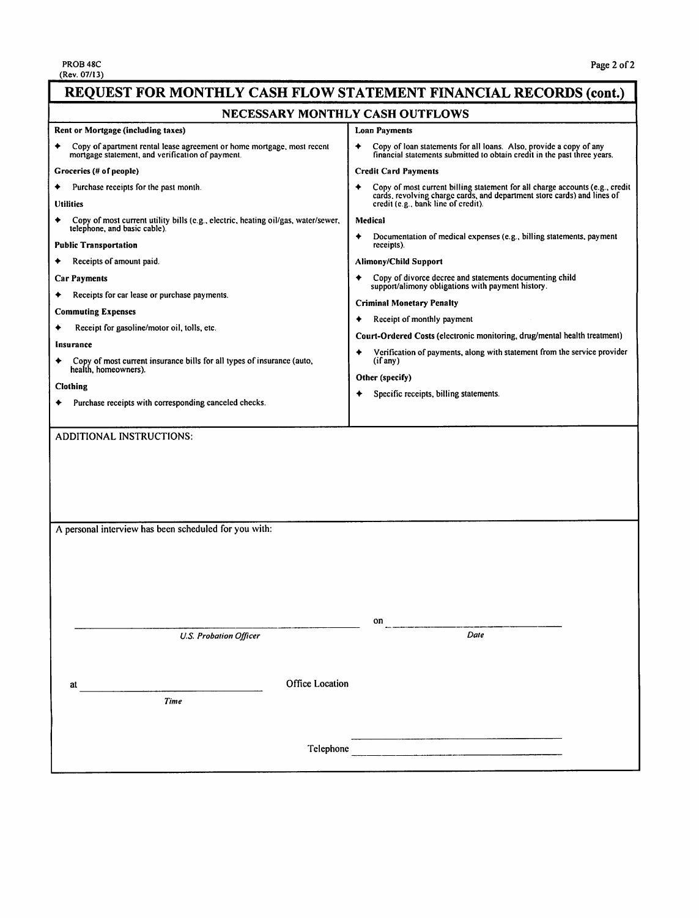PROB 48C
(Rev. 07/13)

# REQUEST FOR MONTHLY CASH FLOW STATEMENT FINANCIAL RECORDS (cont.)

## NECESSARY MONTHLY CASH OUTFLOWS

**Rent or Mortgage (including taxes)**

- Copy of apartment rental lease agreement or home mortgage, most recent mortgage statement, and verification of payment.

**Groceries (# of people)**

- Purchase receipts for the past month.

**Utilities**

- Copy of most current utility bills (e.g., electric, heating oil/gas, water/sewer, telephone, and basic cable).

**Public Transportation**

- Receipts of amount paid.

**Car Payments**

- Receipts for car lease or purchase payments.

**Commuting Expenses**

- Receipt for gasoline/motor oil, tolls, etc.

**Insurance**

- Copy of most current insurance bills for all types of insurance (auto, health, homeowners).

**Clothing**

- Purchase receipts with corresponding canceled checks.

**Loan Payments**

- Copy of loan statements for all loans. Also, provide a copy of any financial statements submitted to obtain credit in the past three years.

**Credit Card Payments**

- Copy of most current billing statement for all charge accounts (e.g., credit cards, revolving charge cards, and department store cards) and lines of credit (e.g., bank line of credit).

**Medical**

- Documentation of medical expenses (e.g., billing statements, payment receipts).

**Alimony/Child Support**

- Copy of divorce decree and statements documenting child support/alimony obligations with payment history.

**Criminal Monetary Penalty**

- Receipt of monthly payment

**Court-Ordered Costs** (electronic monitoring, drug/mental health treatment)

- Verification of payments, along with statement from the service provider (if any)

**Other (specify)**

- Specific receipts, billing statements.

ADDITIONAL INSTRUCTIONS:

A personal interview has been scheduled for you with:

\_\_\_\_\_\_\_\_\_\_\_\_\_\_\_\_\_\_\_\_\_\_\_\_\_\_\_\_\_\_\_\_ on \_\_\_\_\_\_\_\_\_\_\_\_\_\_\_\_\_\_\_\_

*U.S. Probation Officer* *Date*

at \_\_\_\_\_\_\_\_\_\_\_\_\_\_\_\_\_\_\_\_ Office Location \_\_\_\_\_\_\_\_\_\_\_\_\_\_\_\_\_\_\_\_

*Time*

Telephone \_\_\_\_\_\_\_\_\_\_\_\_\_\_\_\_\_\_\_\_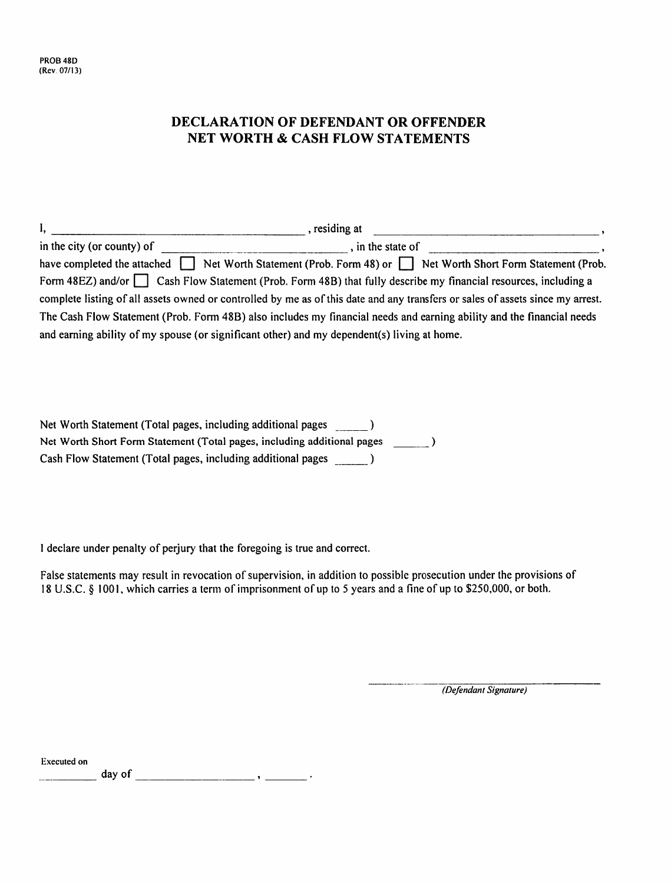PROB 48D
(Rev. 07/13)

# DECLARATION OF DEFENDANT OR OFFENDER
# NET WORTH & CASH FLOW STATEMENTS

I, \_\_\_\_\_\_\_\_\_\_\_\_\_\_\_\_\_\_\_\_\_\_\_\_\_\_\_\_\_\_\_\_\_\_\_\_\_\_\_\_ , residing at \_\_\_\_\_\_\_\_\_\_\_\_\_\_\_\_\_\_\_\_\_\_\_\_\_\_\_\_\_\_\_\_\_\_\_\_ ,
in the city (or county) of \_\_\_\_\_\_\_\_\_\_\_\_\_\_\_\_\_\_\_\_\_\_\_\_\_\_\_\_\_\_ , in the state of \_\_\_\_\_\_\_\_\_\_\_\_\_\_\_\_\_\_\_\_\_\_\_\_\_\_\_ ,
have completed the attached ☐ Net Worth Statement (Prob. Form 48) or ☐ Net Worth Short Form Statement (Prob. Form 48EZ) and/or ☐ Cash Flow Statement (Prob. Form 48B) that fully describe my financial resources, including a complete listing of all assets owned or controlled by me as of this date and any transfers or sales of assets since my arrest. The Cash Flow Statement (Prob. Form 48B) also includes my financial needs and earning ability and the financial needs and earning ability of my spouse (or significant other) and my dependent(s) living at home.

Net Worth Statement (Total pages, including additional pages \_\_\_\_\_ )
Net Worth Short Form Statement (Total pages, including additional pages \_\_\_\_\_ )
Cash Flow Statement (Total pages, including additional pages \_\_\_\_\_ )

I declare under penalty of perjury that the foregoing is true and correct.

False statements may result in revocation of supervision, in addition to possible prosecution under the provisions of 18 U.S.C. § 1001, which carries a term of imprisonment of up to 5 years and a fine of up to $250,000, or both.

\_\_\_\_\_\_\_\_\_\_\_\_\_\_\_\_\_\_\_\_\_\_\_\_\_\_\_\_\_\_
*(Defendant Signature)*

Executed on
\_\_\_\_\_\_\_\_\_ day of \_\_\_\_\_\_\_\_\_\_\_\_\_\_\_\_\_\_ , \_\_\_\_\_\_\_ .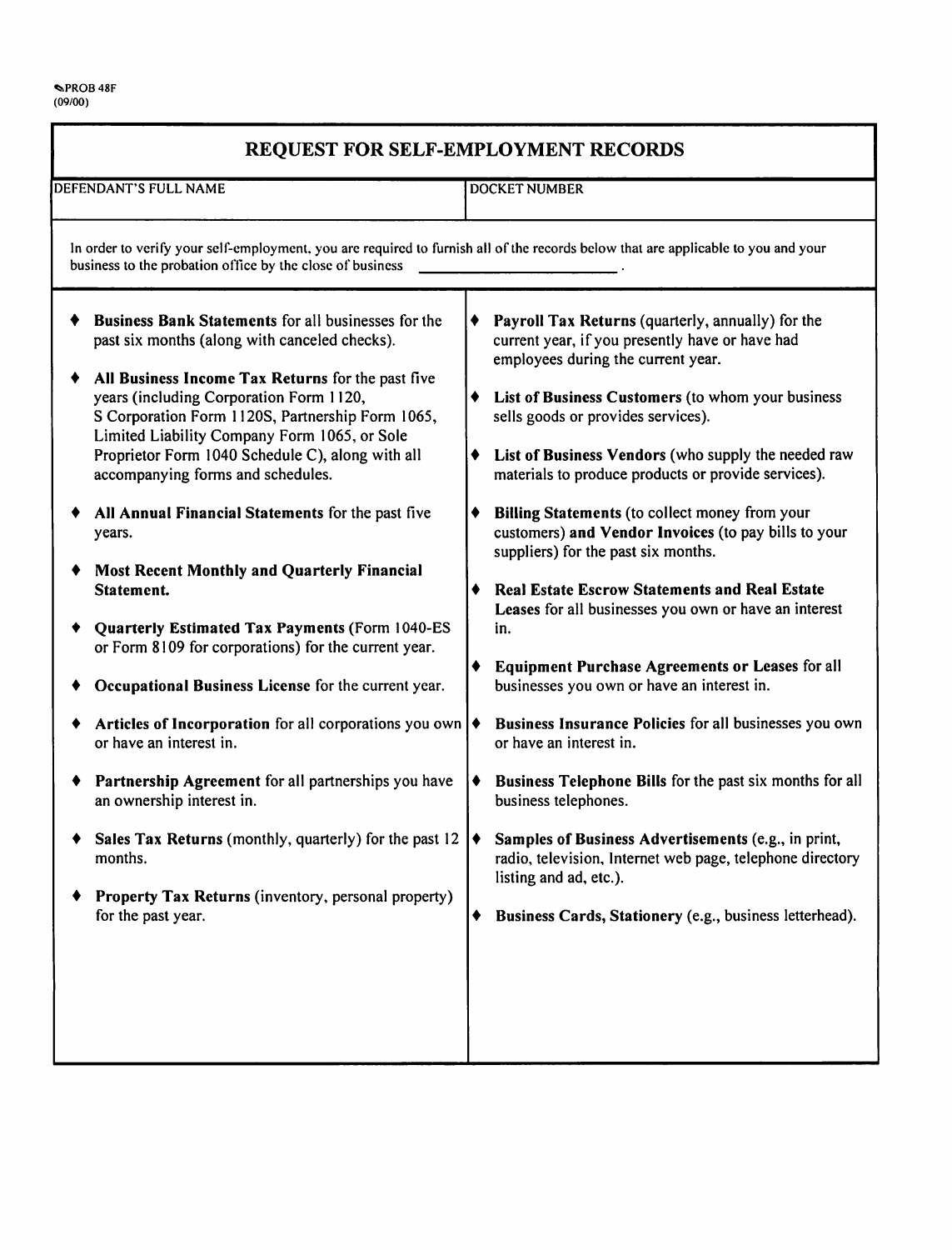PROB 48F
(09/00)

# REQUEST FOR SELF-EMPLOYMENT RECORDS

| DEFENDANT'S FULL NAME | DOCKET NUMBER |
| --- | --- |
| | |

In order to verify your self-employment, you are required to furnish all of the records below that are applicable to you and your business to the probation office by the close of business \_\_\_\_\_\_\_\_\_\_\_\_\_\_\_\_\_\_\_\_\_\_\_\_ .

- **Business Bank Statements** for all businesses for the past six months (along with canceled checks).
- **All Business Income Tax Returns** for the past five years (including Corporation Form 1120, S Corporation Form 1120S, Partnership Form 1065, Limited Liability Company Form 1065, or Sole Proprietor Form 1040 Schedule C), along with all accompanying forms and schedules.
- **All Annual Financial Statements** for the past five years.
- **Most Recent Monthly and Quarterly Financial Statement.**
- **Quarterly Estimated Tax Payments** (Form 1040-ES or Form 8109 for corporations) for the current year.
- **Occupational Business License** for the current year.
- **Articles of Incorporation** for all corporations you own or have an interest in.
- **Partnership Agreement** for all partnerships you have an ownership interest in.
- **Sales Tax Returns** (monthly, quarterly) for the past 12 months.
- **Property Tax Returns** (inventory, personal property) for the past year.
- **Payroll Tax Returns** (quarterly, annually) for the current year, if you presently have or have had employees during the current year.
- **List of Business Customers** (to whom your business sells goods or provides services).
- **List of Business Vendors** (who supply the needed raw materials to produce products or provide services).
- **Billing Statements** (to collect money from your customers) **and Vendor Invoices** (to pay bills to your suppliers) for the past six months.
- **Real Estate Escrow Statements and Real Estate Leases** for all businesses you own or have an interest in.
- **Equipment Purchase Agreements or Leases** for all businesses you own or have an interest in.
- **Business Insurance Policies** for all businesses you own or have an interest in.
- **Business Telephone Bills** for the past six months for all business telephones.
- **Samples of Business Advertisements** (e.g., in print, radio, television, Internet web page, telephone directory listing and ad, etc.).
- **Business Cards, Stationery** (e.g., business letterhead).